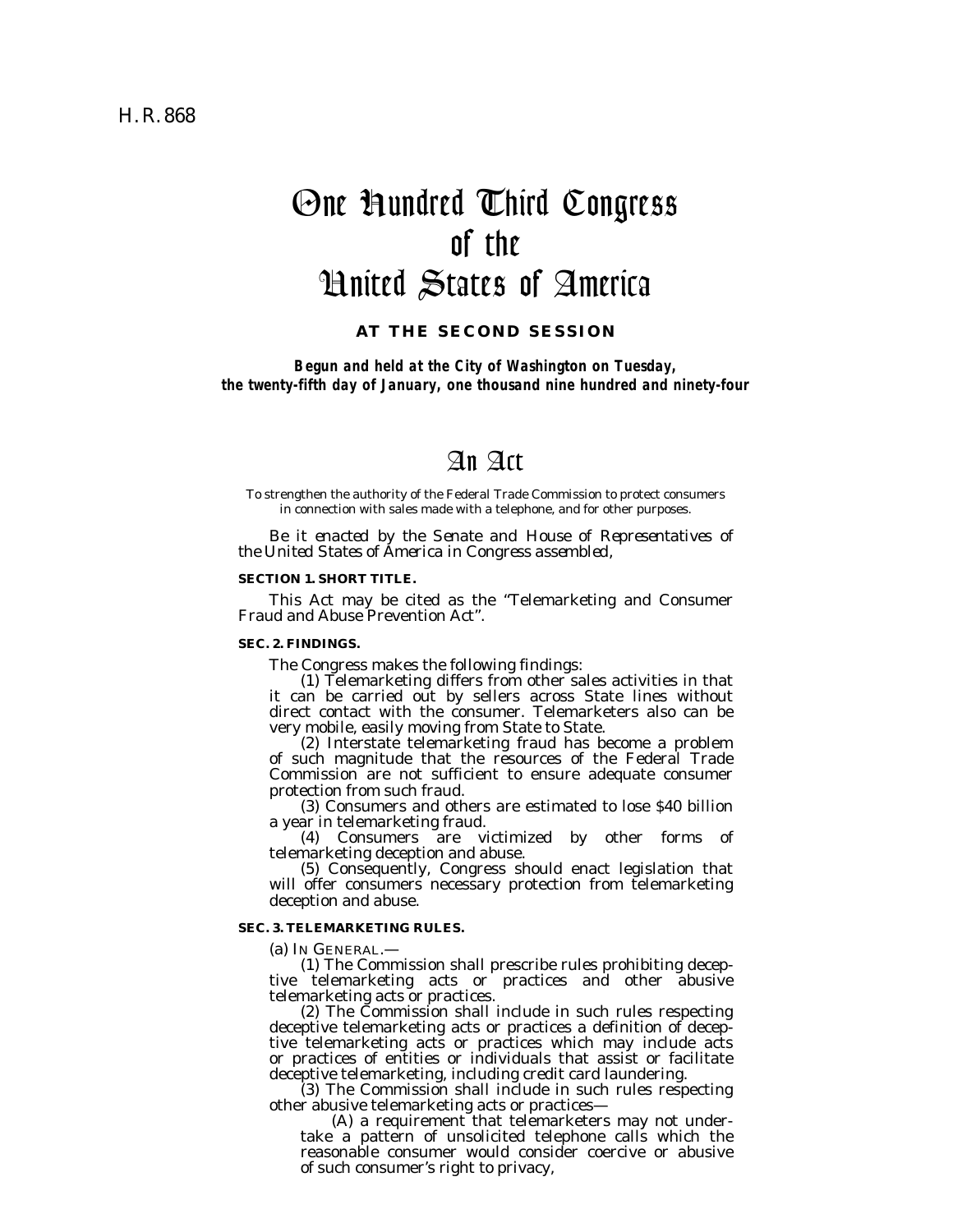H. R. 868

# One Hundred Third Congress of the United States of America

**AT THE SECOND SESSION**

***Begun and held at the City of Washington on Tuesday, the twenty-fifth day of January, one thousand nine hundred and ninety-four***

# An Act

To strengthen the authority of the Federal Trade Commission to protect consumers in connection with sales made with a telephone, and for other purposes.

*Be it enacted by the Senate and House of Representatives of the United States of America in Congress assembled,*

**SECTION 1. SHORT TITLE.**

This Act may be cited as the "Telemarketing and Consumer Fraud and Abuse Prevention Act".

**SEC. 2. FINDINGS.**

The Congress makes the following findings:

(1) Telemarketing differs from other sales activities in that it can be carried out by sellers across State lines without direct contact with the consumer. Telemarketers also can be very mobile, easily moving from State to State.

(2) Interstate telemarketing fraud has become a problem of such magnitude that the resources of the Federal Trade Commission are not sufficient to ensure adequate consumer protection from such fraud.

(3) Consumers and others are estimated to lose $40 billion a year in telemarketing fraud.

(4) Consumers are victimized by other forms of telemarketing deception and abuse.

(5) Consequently, Congress should enact legislation that will offer consumers necessary protection from telemarketing deception and abuse.

**SEC. 3. TELEMARKETING RULES.**

(a) IN GENERAL.—

(1) The Commission shall prescribe rules prohibiting deceptive telemarketing acts or practices and other abusive telemarketing acts or practices.

(2) The Commission shall include in such rules respecting deceptive telemarketing acts or practices a definition of deceptive telemarketing acts or practices which may include acts or practices of entities or individuals that assist or facilitate deceptive telemarketing, including credit card laundering.

(3) The Commission shall include in such rules respecting other abusive telemarketing acts or practices—

(A) a requirement that telemarketers may not undertake a pattern of unsolicited telephone calls which the reasonable consumer would consider coercive or abusive of such consumer's right to privacy,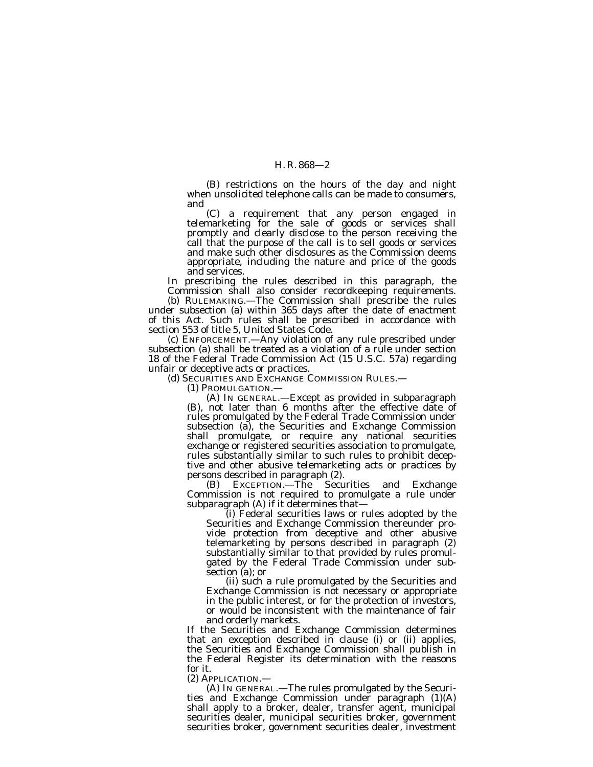(B) restrictions on the hours of the day and night when unsolicited telephone calls can be made to consumers, and

(C) a requirement that any person engaged in telemarketing for the sale of goods or services shall promptly and clearly disclose to the person receiving the call that the purpose of the call is to sell goods or services and make such other disclosures as the Commission deems appropriate, including the nature and price of the goods and services.

In prescribing the rules described in this paragraph, the Commission shall also consider recordkeeping requirements.

(b) RULEMAKING.—The Commission shall prescribe the rules under subsection (a) within 365 days after the date of enactment of this Act. Such rules shall be prescribed in accordance with section 553 of title 5, United States Code.

(c) ENFORCEMENT.—Any violation of any rule prescribed under subsection (a) shall be treated as a violation of a rule under section 18 of the Federal Trade Commission Act (15 U.S.C. 57a) regarding unfair or deceptive acts or practices.

(d) SECURITIES AND EXCHANGE COMMISSION RULES.—

(1) PROMULGATION.—

(A) IN GENERAL.—Except as provided in subparagraph (B), not later than 6 months after the effective date of rules promulgated by the Federal Trade Commission under subsection (a), the Securities and Exchange Commission shall promulgate, or require any national securities exchange or registered securities association to promulgate, rules substantially similar to such rules to prohibit deceptive and other abusive telemarketing acts or practices by persons described in paragraph (2).

(B) EXCEPTION.—The Securities and Exchange Commission is not required to promulgate a rule under subparagraph (A) if it determines that—

(i) Federal securities laws or rules adopted by the Securities and Exchange Commission thereunder provide protection from deceptive and other abusive telemarketing by persons described in paragraph (2) substantially similar to that provided by rules promulgated by the Federal Trade Commission under subsection (a); or

(ii) such a rule promulgated by the Securities and Exchange Commission is not necessary or appropriate in the public interest, or for the protection of investors, or would be inconsistent with the maintenance of fair and orderly markets.

If the Securities and Exchange Commission determines that an exception described in clause (i) or (ii) applies, the Securities and Exchange Commission shall publish in the Federal Register its determination with the reasons for it.

(2) APPLICATION.—

(A) IN GENERAL.—The rules promulgated by the Securities and Exchange Commission under paragraph (1)(A) shall apply to a broker, dealer, transfer agent, municipal securities dealer, municipal securities broker, government securities broker, government securities dealer, investment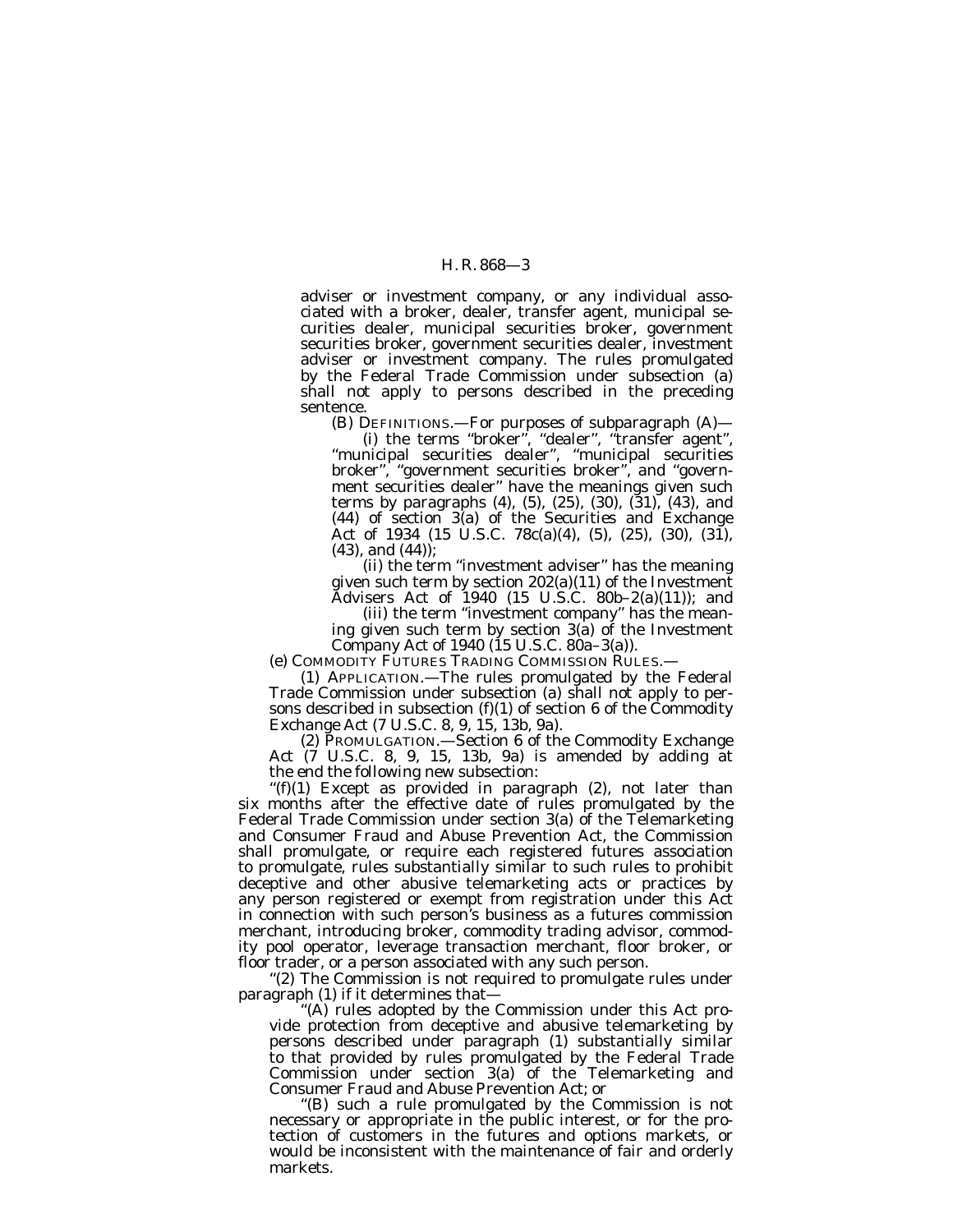adviser or investment company, or any individual associated with a broker, dealer, transfer agent, municipal securities dealer, municipal securities broker, government securities broker, government securities dealer, investment adviser or investment company. The rules promulgated by the Federal Trade Commission under subsection (a) shall not apply to persons described in the preceding sentence.

(B) DEFINITIONS.—For purposes of subparagraph (A)—

(i) the terms "broker", "dealer", "transfer agent", "municipal securities dealer", "municipal securities broker", "government securities broker", and "government securities dealer" have the meanings given such terms by paragraphs (4), (5), (25), (30), (31), (43), and (44) of section 3(a) of the Securities and Exchange Act of 1934 (15 U.S.C. 78c(a)(4), (5), (25), (30), (31), (43), and (44));

(ii) the term "investment adviser" has the meaning given such term by section 202(a)(11) of the Investment Advisers Act of 1940 (15 U.S.C. 80b–2(a)(11)); and

(iii) the term "investment company" has the meaning given such term by section 3(a) of the Investment Company Act of 1940 (15 U.S.C. 80a–3(a)).

(e) COMMODITY FUTURES TRADING COMMISSION RULES.—

(1) APPLICATION.—The rules promulgated by the Federal Trade Commission under subsection (a) shall not apply to persons described in subsection (f)(1) of section 6 of the Commodity Exchange Act (7 U.S.C. 8, 9, 15, 13b, 9a).

(2) PROMULGATION.—Section 6 of the Commodity Exchange Act (7 U.S.C. 8, 9, 15, 13b, 9a) is amended by adding at the end the following new subsection:

"(f)(1) Except as provided in paragraph (2), not later than six months after the effective date of rules promulgated by the Federal Trade Commission under section 3(a) of the Telemarketing and Consumer Fraud and Abuse Prevention Act, the Commission shall promulgate, or require each registered futures association to promulgate, rules substantially similar to such rules to prohibit deceptive and other abusive telemarketing acts or practices by any person registered or exempt from registration under this Act in connection with such person's business as a futures commission merchant, introducing broker, commodity trading advisor, commodity pool operator, leverage transaction merchant, floor broker, or floor trader, or a person associated with any such person.

"(2) The Commission is not required to promulgate rules under paragraph (1) if it determines that—

"(A) rules adopted by the Commission under this Act provide protection from deceptive and abusive telemarketing by persons described under paragraph (1) substantially similar to that provided by rules promulgated by the Federal Trade Commission under section 3(a) of the Telemarketing and Consumer Fraud and Abuse Prevention Act; or

"(B) such a rule promulgated by the Commission is not necessary or appropriate in the public interest, or for the protection of customers in the futures and options markets, or would be inconsistent with the maintenance of fair and orderly markets.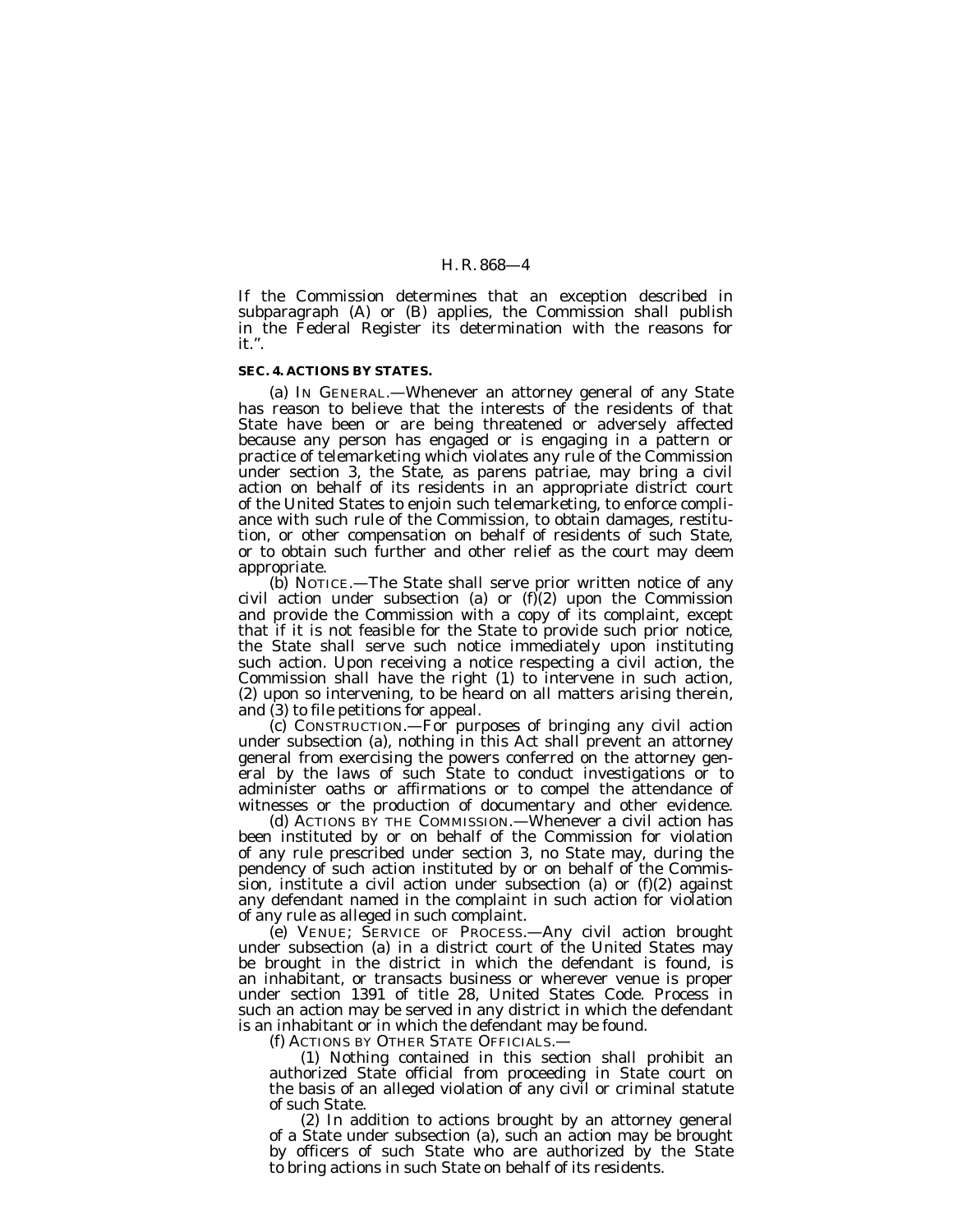If the Commission determines that an exception described in subparagraph (A) or (B) applies, the Commission shall publish in the Federal Register its determination with the reasons for it.''.

**SEC. 4. ACTIONS BY STATES.**

(a) IN GENERAL.—Whenever an attorney general of any State has reason to believe that the interests of the residents of that State have been or are being threatened or adversely affected because any person has engaged or is engaging in a pattern or practice of telemarketing which violates any rule of the Commission under section 3, the State, as parens patriae, may bring a civil action on behalf of its residents in an appropriate district court of the United States to enjoin such telemarketing, to enforce compliance with such rule of the Commission, to obtain damages, restitution, or other compensation on behalf of residents of such State, or to obtain such further and other relief as the court may deem appropriate.

(b) NOTICE.—The State shall serve prior written notice of any civil action under subsection (a) or (f)(2) upon the Commission and provide the Commission with a copy of its complaint, except that if it is not feasible for the State to provide such prior notice, the State shall serve such notice immediately upon instituting such action. Upon receiving a notice respecting a civil action, the Commission shall have the right (1) to intervene in such action, (2) upon so intervening, to be heard on all matters arising therein, and (3) to file petitions for appeal.

(c) CONSTRUCTION.—For purposes of bringing any civil action under subsection (a), nothing in this Act shall prevent an attorney general from exercising the powers conferred on the attorney general by the laws of such State to conduct investigations or to administer oaths or affirmations or to compel the attendance of witnesses or the production of documentary and other evidence.

(d) ACTIONS BY THE COMMISSION.—Whenever a civil action has been instituted by or on behalf of the Commission for violation of any rule prescribed under section 3, no State may, during the pendency of such action instituted by or on behalf of the Commission, institute a civil action under subsection (a) or (f)(2) against any defendant named in the complaint in such action for violation of any rule as alleged in such complaint.

(e) VENUE; SERVICE OF PROCESS.—Any civil action brought under subsection (a) in a district court of the United States may be brought in the district in which the defendant is found, is an inhabitant, or transacts business or wherever venue is proper under section 1391 of title 28, United States Code. Process in such an action may be served in any district in which the defendant is an inhabitant or in which the defendant may be found.

(f) ACTIONS BY OTHER STATE OFFICIALS.—

(1) Nothing contained in this section shall prohibit an authorized State official from proceeding in State court on the basis of an alleged violation of any civil or criminal statute of such State.

(2) In addition to actions brought by an attorney general of a State under subsection (a), such an action may be brought by officers of such State who are authorized by the State to bring actions in such State on behalf of its residents.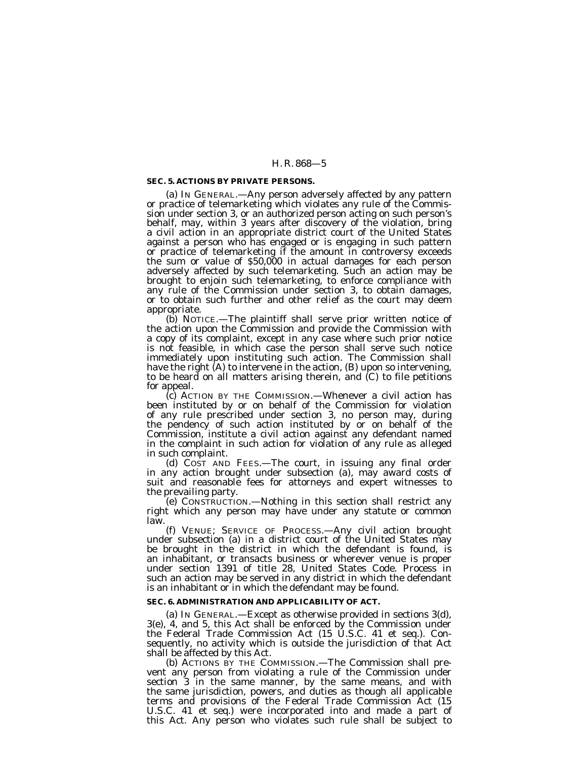**SEC. 5. ACTIONS BY PRIVATE PERSONS.**

(a) IN GENERAL.—Any person adversely affected by any pattern or practice of telemarketing which violates any rule of the Commission under section 3, or an authorized person acting on such person's behalf, may, within 3 years after discovery of the violation, bring a civil action in an appropriate district court of the United States against a person who has engaged or is engaging in such pattern or practice of telemarketing if the amount in controversy exceeds the sum or value of $50,000 in actual damages for each person adversely affected by such telemarketing. Such an action may be brought to enjoin such telemarketing, to enforce compliance with any rule of the Commission under section 3, to obtain damages, or to obtain such further and other relief as the court may deem appropriate.

(b) NOTICE.—The plaintiff shall serve prior written notice of the action upon the Commission and provide the Commission with a copy of its complaint, except in any case where such prior notice is not feasible, in which case the person shall serve such notice immediately upon instituting such action. The Commission shall have the right (A) to intervene in the action, (B) upon so intervening, to be heard on all matters arising therein, and (C) to file petitions for appeal.

(c) ACTION BY THE COMMISSION.—Whenever a civil action has been instituted by or on behalf of the Commission for violation of any rule prescribed under section 3, no person may, during the pendency of such action instituted by or on behalf of the Commission, institute a civil action against any defendant named in the complaint in such action for violation of any rule as alleged in such complaint.

(d) COST AND FEES.—The court, in issuing any final order in any action brought under subsection (a), may award costs of suit and reasonable fees for attorneys and expert witnesses to the prevailing party.

(e) CONSTRUCTION.—Nothing in this section shall restrict any right which any person may have under any statute or common law.

(f) VENUE; SERVICE OF PROCESS.—Any civil action brought under subsection (a) in a district court of the United States may be brought in the district in which the defendant is found, is an inhabitant, or transacts business or wherever venue is proper under section 1391 of title 28, United States Code. Process in such an action may be served in any district in which the defendant is an inhabitant or in which the defendant may be found.

**SEC. 6. ADMINISTRATION AND APPLICABILITY OF ACT.**

(a) IN GENERAL.—Except as otherwise provided in sections 3(d), 3(e), 4, and 5, this Act shall be enforced by the Commission under the Federal Trade Commission Act (15 U.S.C. 41 et seq.). Consequently, no activity which is outside the jurisdiction of that Act shall be affected by this Act.

(b) ACTIONS BY THE COMMISSION.—The Commission shall prevent any person from violating a rule of the Commission under section 3 in the same manner, by the same means, and with the same jurisdiction, powers, and duties as though all applicable terms and provisions of the Federal Trade Commission Act (15 U.S.C. 41 et seq.) were incorporated into and made a part of this Act. Any person who violates such rule shall be subject to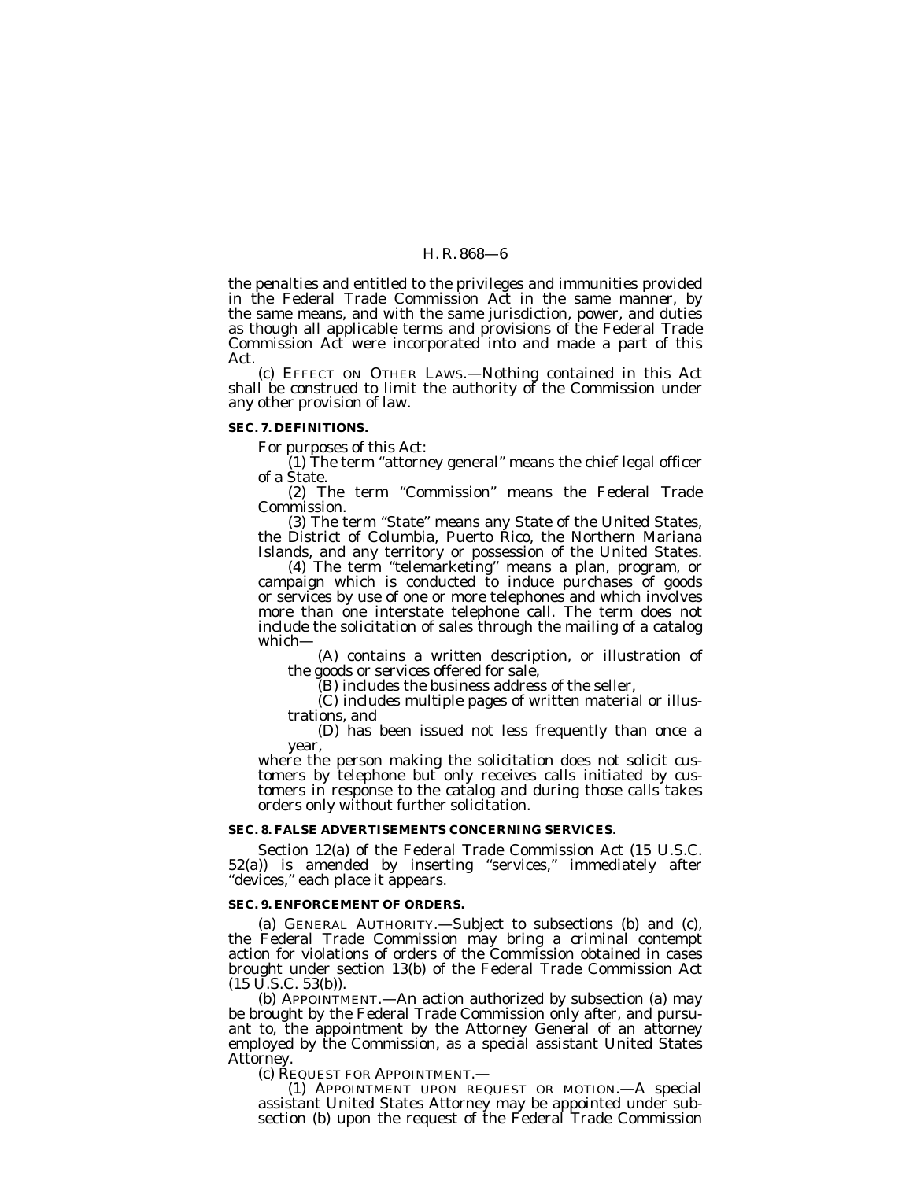the penalties and entitled to the privileges and immunities provided in the Federal Trade Commission Act in the same manner, by the same means, and with the same jurisdiction, power, and duties as though all applicable terms and provisions of the Federal Trade Commission Act were incorporated into and made a part of this Act.

(c) EFFECT ON OTHER LAWS.—Nothing contained in this Act shall be construed to limit the authority of the Commission under any other provision of law.

**SEC. 7. DEFINITIONS.**

For purposes of this Act:

(1) The term "attorney general" means the chief legal officer of a State.

(2) The term "Commission" means the Federal Trade Commission.

(3) The term "State" means any State of the United States, the District of Columbia, Puerto Rico, the Northern Mariana Islands, and any territory or possession of the United States.

(4) The term "telemarketing" means a plan, program, or campaign which is conducted to induce purchases of goods or services by use of one or more telephones and which involves more than one interstate telephone call. The term does not include the solicitation of sales through the mailing of a catalog which—

(A) contains a written description, or illustration of the goods or services offered for sale,

(B) includes the business address of the seller,

(C) includes multiple pages of written material or illustrations, and

(D) has been issued not less frequently than once a year,

where the person making the solicitation does not solicit customers by telephone but only receives calls initiated by customers in response to the catalog and during those calls takes orders only without further solicitation.

**SEC. 8. FALSE ADVERTISEMENTS CONCERNING SERVICES.**

Section 12(a) of the Federal Trade Commission Act (15 U.S.C. 52(a)) is amended by inserting "services," immediately after "devices," each place it appears.

**SEC. 9. ENFORCEMENT OF ORDERS.**

(a) GENERAL AUTHORITY.—Subject to subsections (b) and (c), the Federal Trade Commission may bring a criminal contempt action for violations of orders of the Commission obtained in cases brought under section 13(b) of the Federal Trade Commission Act (15 U.S.C. 53(b)).

(b) APPOINTMENT.—An action authorized by subsection (a) may be brought by the Federal Trade Commission only after, and pursuant to, the appointment by the Attorney General of an attorney employed by the Commission, as a special assistant United States Attorney.

(c) REQUEST FOR APPOINTMENT.—

(1) APPOINTMENT UPON REQUEST OR MOTION.—A special assistant United States Attorney may be appointed under subsection (b) upon the request of the Federal Trade Commission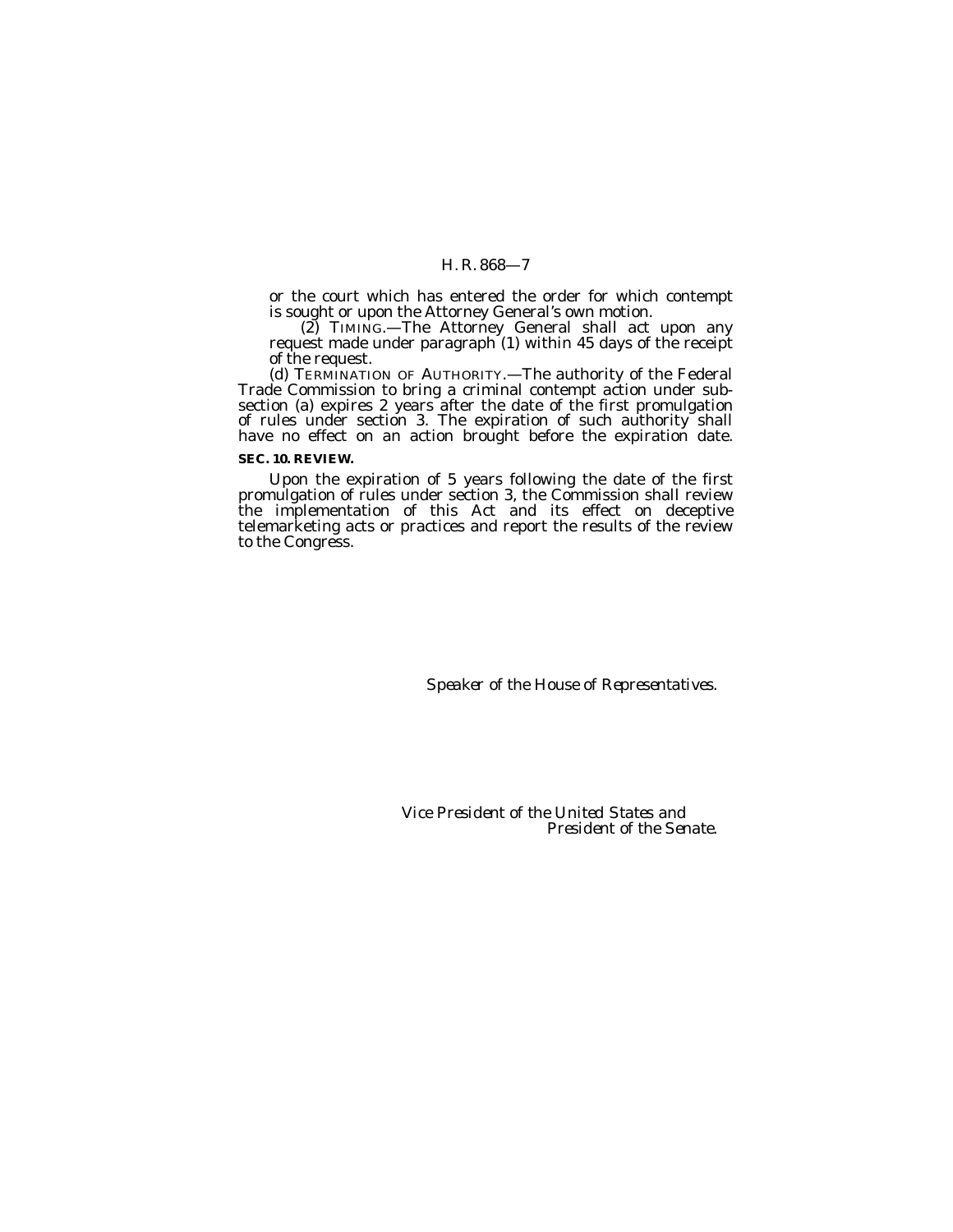or the court which has entered the order for which contempt is sought or upon the Attorney General's own motion.

(2) TIMING.—The Attorney General shall act upon any request made under paragraph (1) within 45 days of the receipt of the request.

(d) TERMINATION OF AUTHORITY.—The authority of the Federal Trade Commission to bring a criminal contempt action under subsection (a) expires 2 years after the date of the first promulgation of rules under section 3. The expiration of such authority shall have no effect on an action brought before the expiration date.

**SEC. 10. REVIEW.**

Upon the expiration of 5 years following the date of the first promulgation of rules under section 3, the Commission shall review the implementation of this Act and its effect on deceptive telemarketing acts or practices and report the results of the review to the Congress.

*Speaker of the House of Representatives.*

*Vice President of the United States and President of the Senate.*